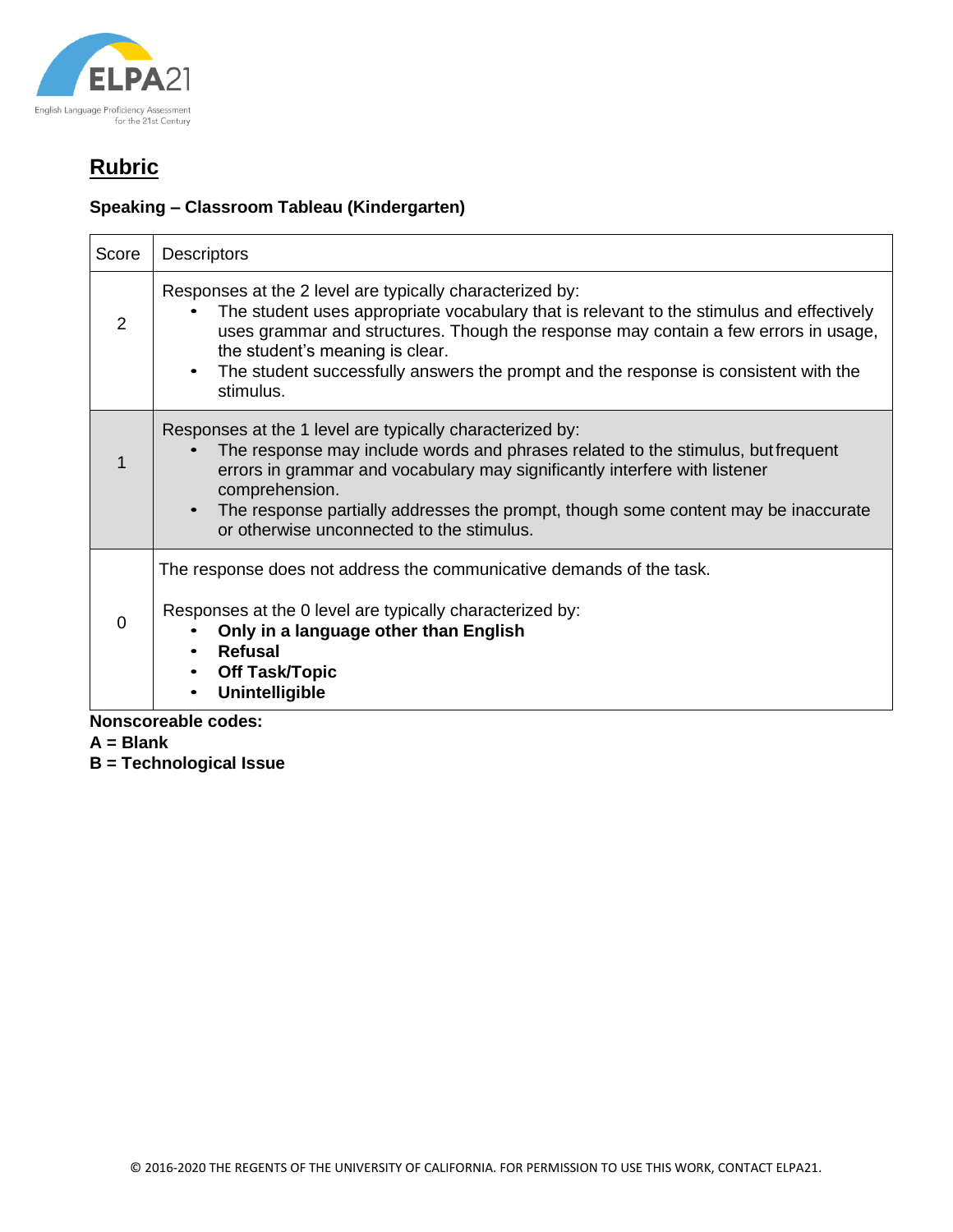# Rubric

**Speaking – Classroom Tableau (Kindergarten)**

| Score | Descriptors |
|---|---|
| 2 | Responses at the 2 level are typically characterized by:<br>• The student uses appropriate vocabulary that is relevant to the stimulus and effectively uses grammar and structures. Though the response may contain a few errors in usage, the student's meaning is clear.<br>• The student successfully answers the prompt and the response is consistent with the stimulus. |
| 1 | Responses at the 1 level are typically characterized by:<br>• The response may include words and phrases related to the stimulus, but frequent errors in grammar and vocabulary may significantly interfere with listener comprehension.<br>• The response partially addresses the prompt, though some content may be inaccurate or otherwise unconnected to the stimulus. |
| 0 | The response does not address the communicative demands of the task.<br><br>Responses at the 0 level are typically characterized by:<br>• **Only in a language other than English**<br>• **Refusal**<br>• **Off Task/Topic**<br>• **Unintelligible** |

**Nonscoreable codes:**

**A = Blank**

**B = Technological Issue**

© 2016-2020 THE REGENTS OF THE UNIVERSITY OF CALIFORNIA. FOR PERMISSION TO USE THIS WORK, CONTACT ELPA21.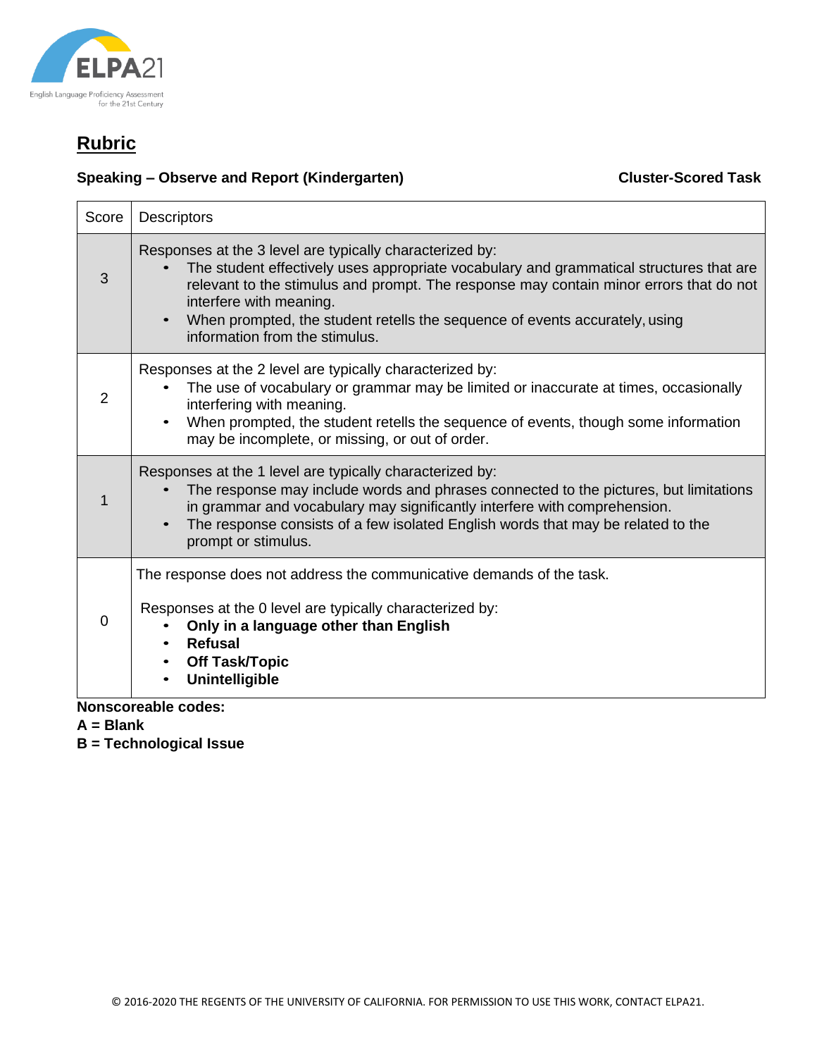## Rubric

**Speaking – Observe and Report (Kindergarten)** **Cluster-Scored Task**

| Score | Descriptors |
|---|---|
| 3 | Responses at the 3 level are typically characterized by:<br>• The student effectively uses appropriate vocabulary and grammatical structures that are relevant to the stimulus and prompt. The response may contain minor errors that do not interfere with meaning.<br>• When prompted, the student retells the sequence of events accurately, using information from the stimulus. |
| 2 | Responses at the 2 level are typically characterized by:<br>• The use of vocabulary or grammar may be limited or inaccurate at times, occasionally interfering with meaning.<br>• When prompted, the student retells the sequence of events, though some information may be incomplete, or missing, or out of order. |
| 1 | Responses at the 1 level are typically characterized by:<br>• The response may include words and phrases connected to the pictures, but limitations in grammar and vocabulary may significantly interfere with comprehension.<br>• The response consists of a few isolated English words that may be related to the prompt or stimulus. |
| 0 | The response does not address the communicative demands of the task.<br><br>Responses at the 0 level are typically characterized by:<br>• **Only in a language other than English**<br>• **Refusal**<br>• **Off Task/Topic**<br>• **Unintelligible** |

**Nonscoreable codes:**
**A = Blank**
**B = Technological Issue**

© 2016-2020 THE REGENTS OF THE UNIVERSITY OF CALIFORNIA. FOR PERMISSION TO USE THIS WORK, CONTACT ELPA21.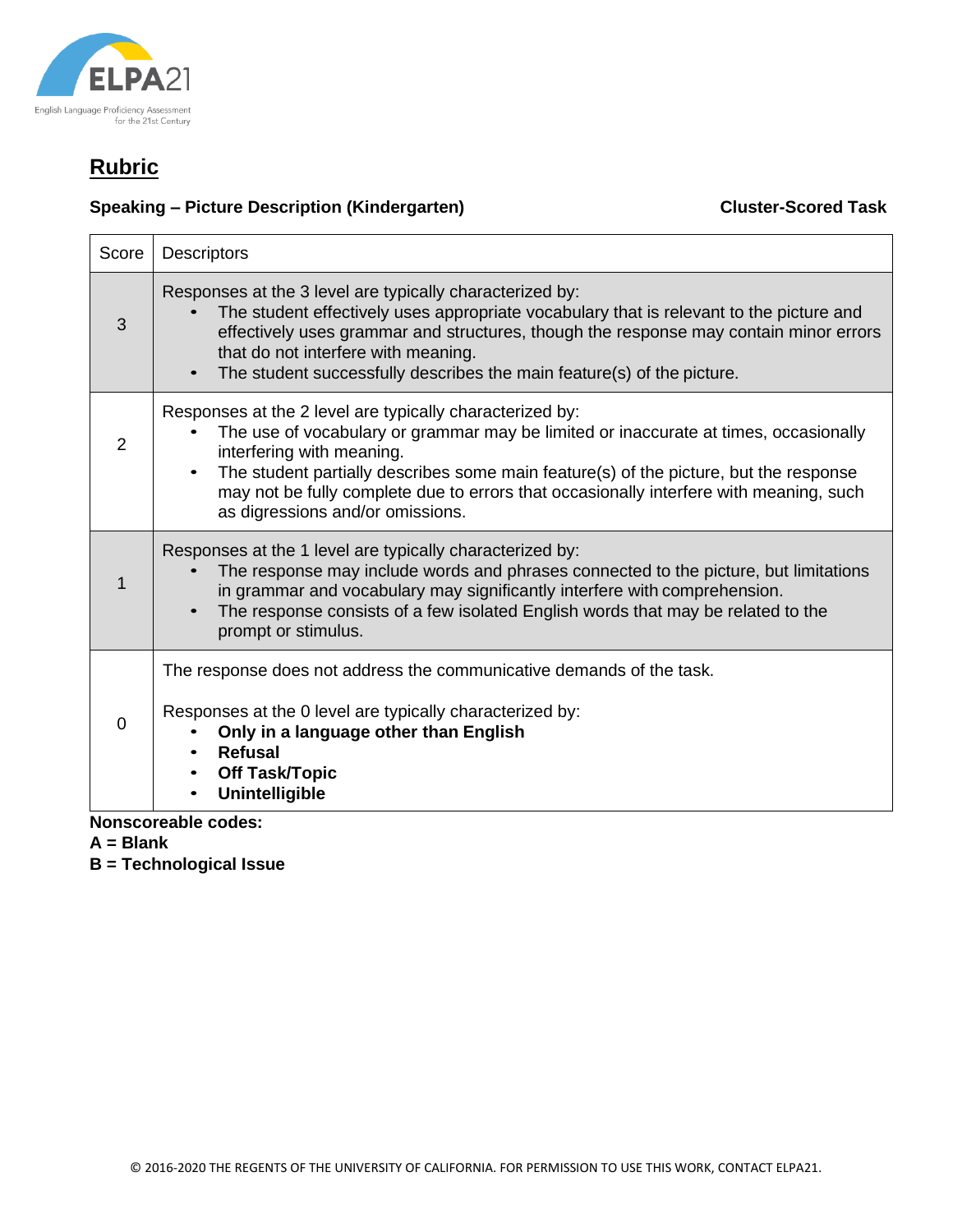# Rubric

**Speaking – Picture Description (Kindergarten)** **Cluster-Scored Task**

| Score | Descriptors |
|---|---|
| 3 | Responses at the 3 level are typically characterized by:<br>• The student effectively uses appropriate vocabulary that is relevant to the picture and effectively uses grammar and structures, though the response may contain minor errors that do not interfere with meaning.<br>• The student successfully describes the main feature(s) of the picture. |
| 2 | Responses at the 2 level are typically characterized by:<br>• The use of vocabulary or grammar may be limited or inaccurate at times, occasionally interfering with meaning.<br>• The student partially describes some main feature(s) of the picture, but the response may not be fully complete due to errors that occasionally interfere with meaning, such as digressions and/or omissions. |
| 1 | Responses at the 1 level are typically characterized by:<br>• The response may include words and phrases connected to the picture, but limitations in grammar and vocabulary may significantly interfere with comprehension.<br>• The response consists of a few isolated English words that may be related to the prompt or stimulus. |
| 0 | The response does not address the communicative demands of the task.<br><br>Responses at the 0 level are typically characterized by:<br>• **Only in a language other than English**<br>• **Refusal**<br>• **Off Task/Topic**<br>• **Unintelligible** |

**Nonscoreable codes:**
**A = Blank**
**B = Technological Issue**

© 2016-2020 THE REGENTS OF THE UNIVERSITY OF CALIFORNIA. FOR PERMISSION TO USE THIS WORK, CONTACT ELPA21.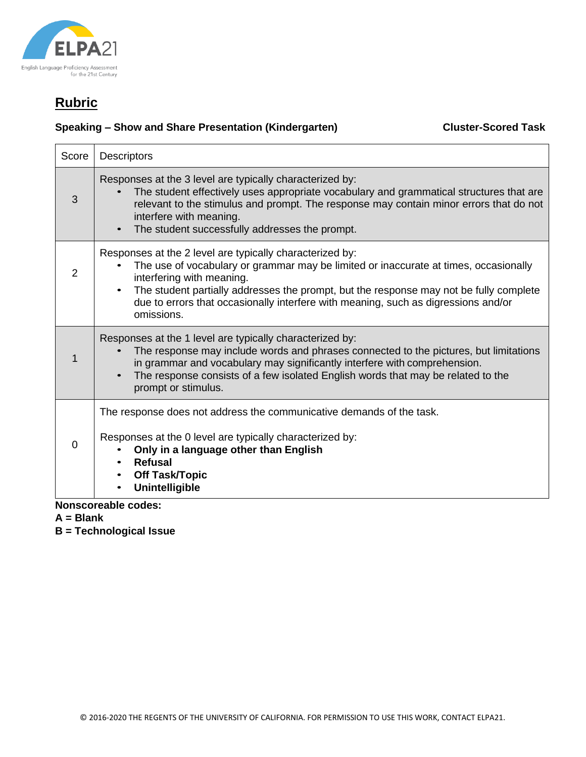# Rubric

**Speaking – Show and Share Presentation (Kindergarten)** **Cluster-Scored Task**

| Score | Descriptors |
|---|---|
| 3 | Responses at the 3 level are typically characterized by:<br>• The student effectively uses appropriate vocabulary and grammatical structures that are relevant to the stimulus and prompt. The response may contain minor errors that do not interfere with meaning.<br>• The student successfully addresses the prompt. |
| 2 | Responses at the 2 level are typically characterized by:<br>• The use of vocabulary or grammar may be limited or inaccurate at times, occasionally interfering with meaning.<br>• The student partially addresses the prompt, but the response may not be fully complete due to errors that occasionally interfere with meaning, such as digressions and/or omissions. |
| 1 | Responses at the 1 level are typically characterized by:<br>• The response may include words and phrases connected to the pictures, but limitations in grammar and vocabulary may significantly interfere with comprehension.<br>• The response consists of a few isolated English words that may be related to the prompt or stimulus. |
| 0 | The response does not address the communicative demands of the task.<br><br>Responses at the 0 level are typically characterized by:<br>• **Only in a language other than English**<br>• **Refusal**<br>• **Off Task/Topic**<br>• **Unintelligible** |

**Nonscoreable codes:**
**A = Blank**
**B = Technological Issue**

© 2016-2020 THE REGENTS OF THE UNIVERSITY OF CALIFORNIA. FOR PERMISSION TO USE THIS WORK, CONTACT ELPA21.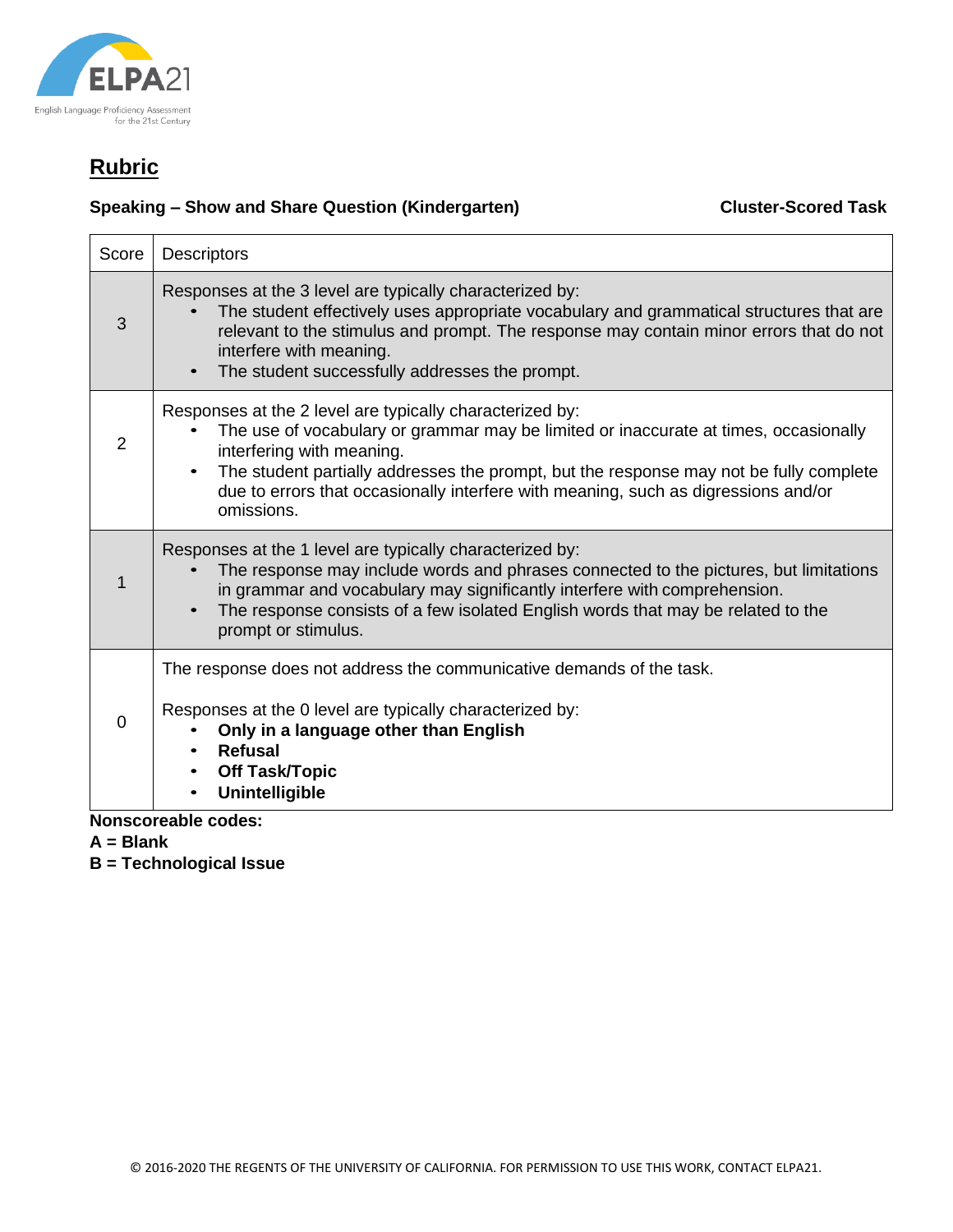## Rubric

**Speaking – Show and Share Question (Kindergarten)** **Cluster-Scored Task**

| Score | Descriptors |
|---|---|
| 3 | Responses at the 3 level are typically characterized by:<br>• The student effectively uses appropriate vocabulary and grammatical structures that are relevant to the stimulus and prompt. The response may contain minor errors that do not interfere with meaning.<br>• The student successfully addresses the prompt. |
| 2 | Responses at the 2 level are typically characterized by:<br>• The use of vocabulary or grammar may be limited or inaccurate at times, occasionally interfering with meaning.<br>• The student partially addresses the prompt, but the response may not be fully complete due to errors that occasionally interfere with meaning, such as digressions and/or omissions. |
| 1 | Responses at the 1 level are typically characterized by:<br>• The response may include words and phrases connected to the pictures, but limitations in grammar and vocabulary may significantly interfere with comprehension.<br>• The response consists of a few isolated English words that may be related to the prompt or stimulus. |
| 0 | The response does not address the communicative demands of the task.<br><br>Responses at the 0 level are typically characterized by:<br>• **Only in a language other than English**<br>• **Refusal**<br>• **Off Task/Topic**<br>• **Unintelligible** |

**Nonscoreable codes:**
**A = Blank**
**B = Technological Issue**

© 2016-2020 THE REGENTS OF THE UNIVERSITY OF CALIFORNIA. FOR PERMISSION TO USE THIS WORK, CONTACT ELPA21.